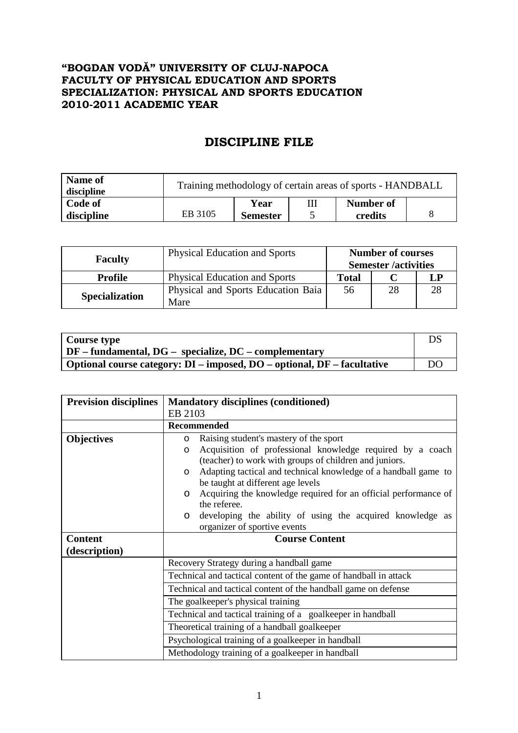**"BOGDAN VODĂ" UNIVERSITY OF CLUJ-NAPOCA**
**FACULTY OF PHYSICAL EDUCATION AND SPORTS**
**SPECIALIZATION: PHYSICAL AND SPORTS EDUCATION**
**2010-2011 ACADEMIC YEAR**

# DISCIPLINE FILE

| **Name of discipline** | Training methodology of certain areas of sports - HANDBALL | | | | |
|---|---|---|---|---|---|
| **Code of discipline** | EB 3105 | **Year Semester** | III 5 | **Number of credits** | 8 |

| **Faculty** | Physical Education and Sports | **Number of courses Semester /activities** | | |
|---|---|---|---|---|
| **Profile** | Physical Education and Sports | **Total** | **C** | **LP** |
| **Specialization** | Physical and Sports Education Baia Mare | 56 | 28 | 28 |

| **Course type** **DF – fundamental, DG – specialize, DC – complementary** | DS |
|---|---|
| **Optional course category: DI – imposed, DO – optional, DF – facultative** | DO |

| **Prevision disciplines** | **Mandatory disciplines (conditioned)** EB 2103 |
|---|---|
| | **Recommended** |
| **Objectives** | <ul><li>Raising student's mastery of the sport</li><li>Acquisition of professional knowledge required by a coach (teacher) to work with groups of children and juniors.</li><li>Adapting tactical and technical knowledge of a handball game to be taught at different age levels</li><li>Acquiring the knowledge required for an official performance of the referee.</li><li>developing the ability of using the acquired knowledge as organizer of sportive events</li></ul> |
| **Content (description)** | **Course Content** |
| | Recovery Strategy during a handball game |
| | Technical and tactical content of the game of handball in attack |
| | Technical and tactical content of the handball game on defense |
| | The goalkeeper's physical training |
| | Technical and tactical training of a goalkeeper in handball |
| | Theoretical training of a handball goalkeeper |
| | Psychological training of a goalkeeper in handball |
| | Methodology training of a goalkeeper in handball |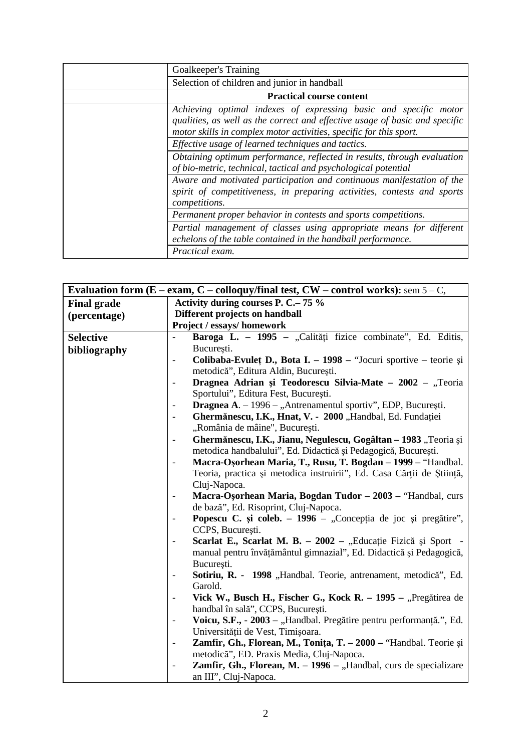| | |
|---|---|
| | Goalkeeper's Training |
| | Selection of children and junior in handball |
| | **Practical course content** |
| | *Achieving optimal indexes of expressing basic and specific motor qualities, as well as the correct and effective usage of basic and specific motor skills in complex motor activities, specific for this sport.* |
| | *Effective usage of learned techniques and tactics.* |
| | *Obtaining optimum performance, reflected in results, through evaluation of bio-metric, technical, tactical and psychological potential* |
| | *Aware and motivated participation and continuous manifestation of the spirit of competitiveness, in preparing activities, contests and sports competitions.* |
| | *Permanent proper behavior in contests and sports competitions.* |
| | *Partial management of classes using appropriate means for different echelons of the table contained in the handball performance.* |
| | *Practical exam.* |

| **Evaluation form (E – exam, C – colloquy/final test, CW – control works):** sem 5 – C, | |
|---|---|
| **Final grade (percentage)** | **Activity during courses P. C.– 75 %**<br>**Different projects on handball**<br>**Project / essays/ homework** |
| **Selective bibliography** | - **Baroga L. – 1995 –** „Calităţi fizice combinate", Ed. Editis, Bucureşti.<br>- **Colibaba-Evuleț D., Bota I. – 1998 –** "Jocuri sportive – teorie şi metodică", Editura Aldin, Bucureşti.<br>- **Dragnea Adrian şi Teodorescu Silvia-Mate – 2002** – „Teoria Sportului", Editura Fest, Bucureşti.<br>- **Dragnea A**. – 1996 – „Antrenamentul sportiv", EDP, Bucureşti.<br>- **Ghermănescu, I.K., Hnat, V. - 2000** „Handbal, Ed. Fundației „România de mâine", Bucureşti.<br>- **Ghermănescu, I.K., Jianu, Negulescu, Gogâltan – 1983** „Teoria şi metodica handbalului", Ed. Didactică şi Pedagogică, Bucureşti.<br>- **Macra-Oşorhean Maria, T., Rusu, T. Bogdan – 1999 –** "Handbal. Teoria, practica şi metodica instruirii", Ed. Casa Cărţii de Ştiinţă, Cluj-Napoca.<br>- **Macra-Oşorhean Maria, Bogdan Tudor – 2003 –** "Handbal, curs de bază", Ed. Risoprint, Cluj-Napoca.<br>- **Popescu C. şi coleb. – 1996** – „Concepţia de joc şi pregătire", CCPS, Bucureşti.<br>- **Scarlat E., Scarlat M. B. – 2002 –** „Educaţie Fizică şi Sport - manual pentru învăţământul gimnazial", Ed. Didactică şi Pedagogică, Bucureşti.<br>- **Sotiriu, R. - 1998** „Handbal. Teorie, antrenament, metodică", Ed. Garold.<br>- **Vick W., Busch H., Fischer G., Kock R. – 1995 –** „Pregătirea de handbal în sală", CCPS, Bucureşti.<br>- **Voicu, S.F., - 2003 –** „Handbal. Pregătire pentru performanţă.", Ed. Universităţii de Vest, Timişoara.<br>- **Zamfir, Gh., Florean, M., Toniţa, T. – 2000 –** "Handbal. Teorie şi metodică", ED. Praxis Media, Cluj-Napoca.<br>- **Zamfir, Gh., Florean, M. – 1996 –** „Handbal, curs de specializare an III", Cluj-Napoca. |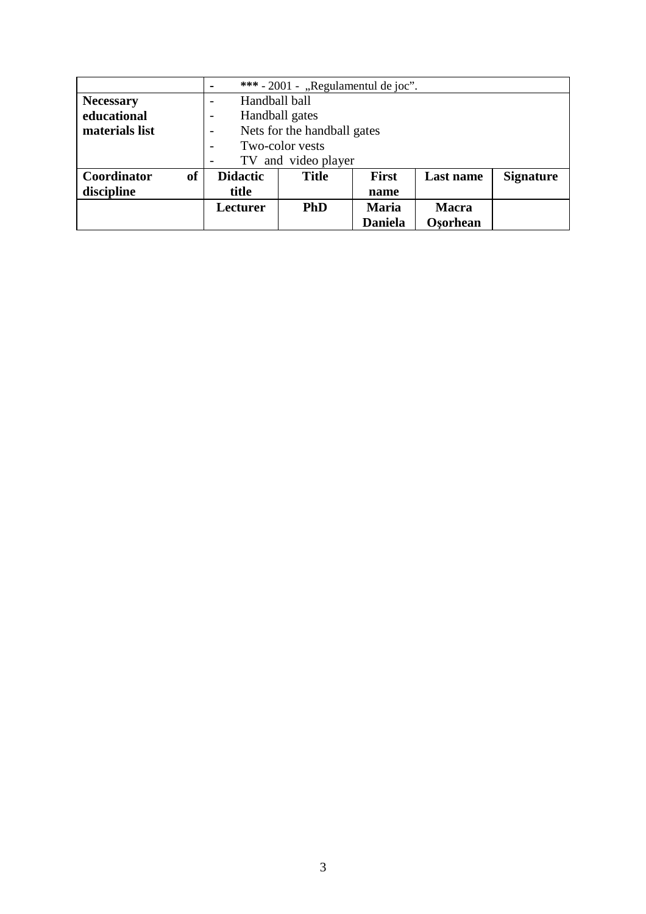| | | | | | |
|---|---|---|---|---|---|
| | - ***** - 2001 - „Regulamentul de joc”. | | | | |
| **Necessary educational materials list** | - Handball ball<br>- Handball gates<br>- Nets for the handball gates<br>- Two-color vests<br>- TV and video player | | | | |
| **Coordinator of discipline** | **Didactic title** | **Title** | **First name** | **Last name** | **Signature** |
| | **Lecturer** | **PhD** | **Maria Daniela** | **Macra Oşorhean** | |